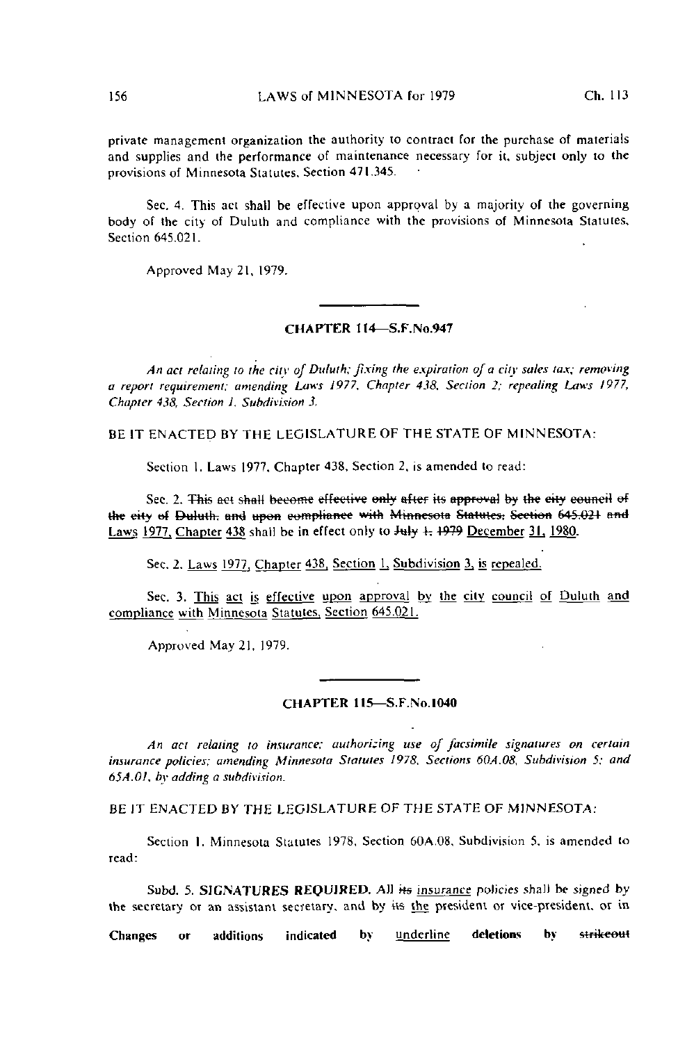private management organization the authority to contract for the purchase of materials and supplies and the performance of maintenance necessary for it, subject only to the provisions of Minnesota Statutes, Section 471.345.

Sec. 4. This act shall be effective upon approval by a majority of the governing body of the city of Duluth and compliance with the provisions of Minnesota Statutes, Section 645.021.

Approved May 21, 1979.

## CHAPTER 114—S.F.No.947

*An act relating to the city of Duluth; fixing the expiration of a city sales tax; removing a report requirement; amending Laws 1977, Chapter 438, Section 2; repealing Laws 1977, Chapter 438, Section 1, Subdivision 3.*

BE IT ENACTED BY THE LEGISLATURE OF THE STATE OF MINNESOTA:

Section 1. Laws 1977, Chapter 438, Section 2, is amended to read:

Sec. 2. ~~This act shall become effective only after its approval by the city council of the city of Duluth, and upon compliance with Minnesota Statutes, Section 645.021 and~~ <u>Laws 1977, Chapter 438</u> shall be in effect only to ~~July 1, 1979~~ <u>December 31, 1980</u>.

Sec. 2. <u>Laws 1977, Chapter 438, Section 1, Subdivision 3, is repealed.</u>

Sec. 3. <u>This act is effective upon approval by the city council of Duluth and compliance with Minnesota Statutes, Section 645.021.</u>

Approved May 21, 1979.

## CHAPTER 115—S.F.No.1040

*An act relating to insurance; authorizing use of facsimile signatures on certain insurance policies; amending Minnesota Statutes 1978, Sections 60A.08, Subdivision 5; and 65A.01, by adding a subdivision.*

BE IT ENACTED BY THE LEGISLATURE OF THE STATE OF MINNESOTA:

Section 1. Minnesota Statutes 1978, Section 60A.08, Subdivision 5, is amended to read:

Subd. 5. **SIGNATURES REQUIRED.** All ~~its~~ <u>insurance</u> policies shall be signed by the secretary or an assistant secretary, and by ~~its~~ <u>the</u> president or vice-president, or in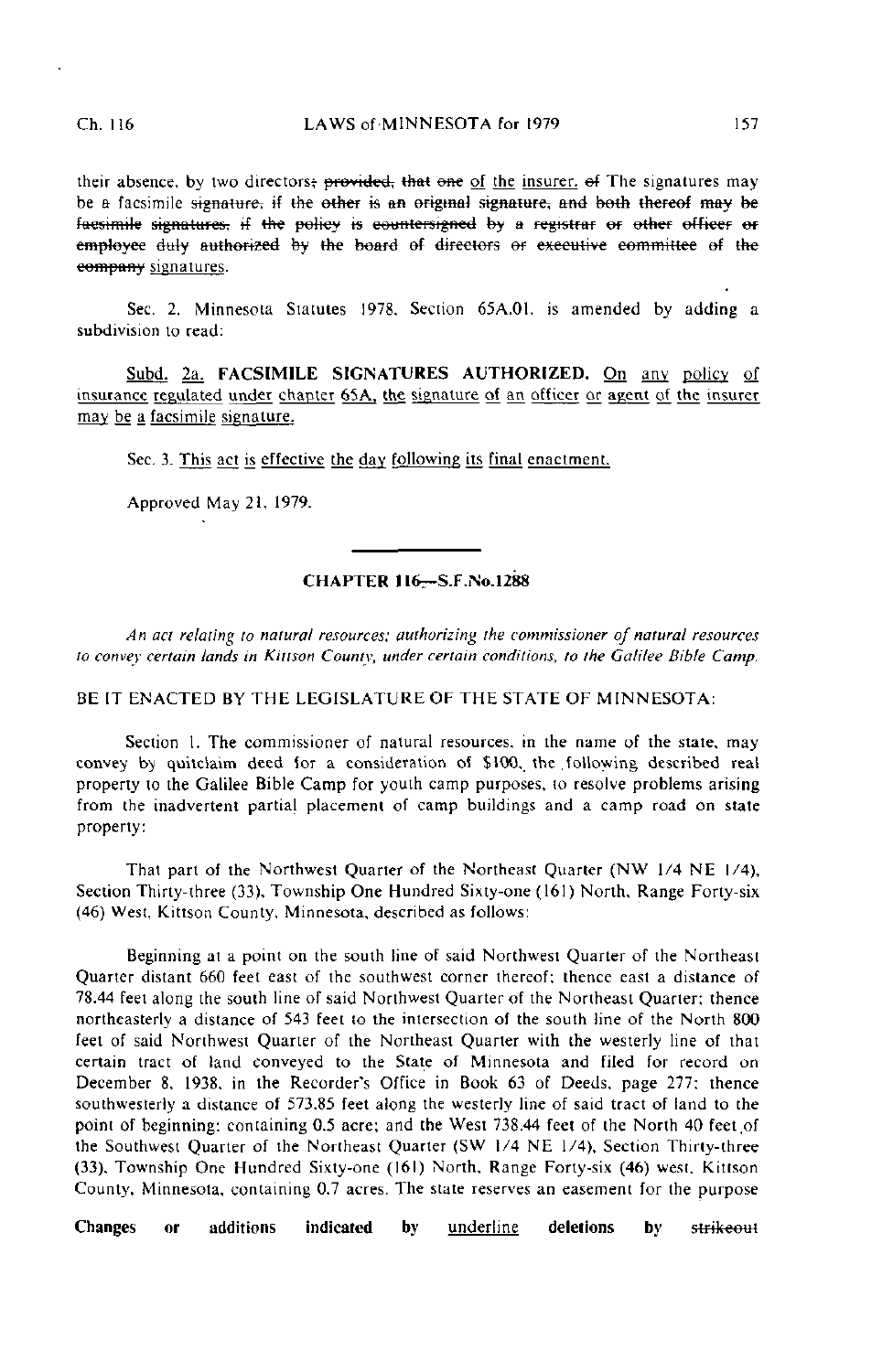their absence, by two directors; ~~provided, that one~~ of the insurer. ~~of~~ The signatures may be ~~a~~ facsimile ~~signature, if the other is an original signature, and both thereof may be facsimile signatures, if the policy is countersigned by a registrar or other officer or employee duly authorized by the board of directors or executive committee of the company~~ signatures.

Sec. 2. Minnesota Statutes 1978, Section 65A.01, is amended by adding a subdivision to read:

Subd. 2a. **FACSIMILE SIGNATURES AUTHORIZED.** On any policy of insurance regulated under chapter 65A, the signature of an officer or agent of the insurer may be a facsimile signature.

Sec. 3. This act is effective the day following its final enactment.

Approved May 21, 1979.

## CHAPTER 116—S.F.No.1288

*An act relating to natural resources; authorizing the commissioner of natural resources to convey certain lands in Kittson County, under certain conditions, to the Galilee Bible Camp.*

BE IT ENACTED BY THE LEGISLATURE OF THE STATE OF MINNESOTA:

Section 1. The commissioner of natural resources, in the name of the state, may convey by quitclaim deed for a consideration of $100, the following described real property to the Galilee Bible Camp for youth camp purposes, to resolve problems arising from the inadvertent partial placement of camp buildings and a camp road on state property:

That part of the Northwest Quarter of the Northeast Quarter (NW 1/4 NE 1/4), Section Thirty-three (33), Township One Hundred Sixty-one (161) North, Range Forty-six (46) West, Kittson County, Minnesota, described as follows:

Beginning at a point on the south line of said Northwest Quarter of the Northeast Quarter distant 660 feet east of the southwest corner thereof; thence east a distance of 78.44 feet along the south line of said Northwest Quarter of the Northeast Quarter; thence northeasterly a distance of 543 feet to the intersection of the south line of the North 800 feet of said Northwest Quarter of the Northeast Quarter with the westerly line of that certain tract of land conveyed to the State of Minnesota and filed for record on December 8, 1938, in the Recorder's Office in Book 63 of Deeds, page 277; thence southwesterly a distance of 573.85 feet along the westerly line of said tract of land to the point of beginning; containing 0.5 acre; and the West 738.44 feet of the North 40 feet of the Southwest Quarter of the Northeast Quarter (SW 1/4 NE 1/4), Section Thirty-three (33), Township One Hundred Sixty-one (161) North, Range Forty-six (46) west, Kittson County, Minnesota, containing 0.7 acres. The state reserves an easement for the purpose

Changes or additions indicated by underline deletions by ~~strikeout~~